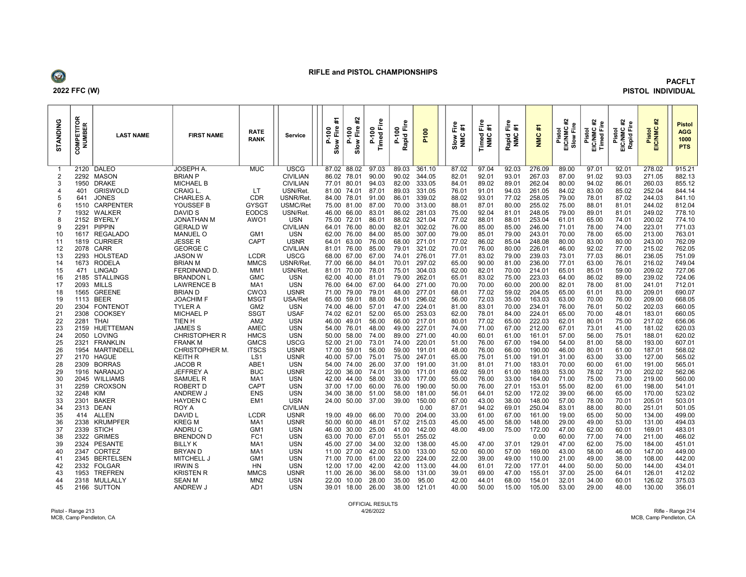## RIFLE and PISTOL CHAMPIONSHIPS

**2022 FFC (W)**

**PACFLT**
**PISTOL INDIVIDUAL**

| STANDING | COMPETITOR NUMBER | LAST NAME | FIRST NAME | RATE RANK | Service | P-100 Slow Fire #1 | P-100 Slow Fire #2 | P-100 Timed Fire | P-100 Rapid Fire | P100 | Slow Fire NMC #1 | Timed Fire NMC #1 | Rapid Fire NMC #1 | NMC #1 | Pistol EIC/NMC #2 Slow Fire | Pistol EIC/NMC #2 Timed Fire | Pistol EIC/NMC #2 Rapid Fire | Pistol EIC/NMC #2 | Pistol AGG 1000 PTS |
|---|---|---|---|---|---|---|---|---|---|---|---|---|---|---|---|---|---|---|---|
| 1 | 2120 | DALEO | JOSEPH A. | MUC | USCG | 87.02 | 88.02 | 97.03 | 89.03 | 361.10 | 87.02 | 97.04 | 92.03 | 276.09 | 89.00 | 97.01 | 92.01 | 278.02 | 915.21 |
| 2 | 2292 | MASON | BRIAN P | | CIVILIAN | 86.02 | 78.01 | 90.00 | 90.02 | 344.05 | 82.01 | 92.01 | 93.01 | 267.03 | 87.00 | 91.02 | 93.03 | 271.05 | 882.13 |
| 3 | 1950 | DRAKE | MICHAEL B | | CIVILIAN | 77.01 | 80.01 | 94.03 | 82.00 | 333.05 | 84.01 | 89.02 | 89.01 | 262.04 | 80.00 | 94.02 | 86.01 | 260.03 | 855.12 |
| 4 | 401 | GRISWOLD | CRAIG L. | LT | USN/Ret. | 81.00 | 74.01 | 87.01 | 89.03 | 331.05 | 76.01 | 91.01 | 94.03 | 261.05 | 84.02 | 83.00 | 85.02 | 252.04 | 844.14 |
| 5 | 641 | JONES | CHARLES A. | CDR | USNR/Ret. | 84.00 | 78.01 | 91.00 | 86.01 | 339.02 | 88.02 | 93.01 | 77.02 | 258.05 | 79.00 | 78.01 | 87.02 | 244.03 | 841.10 |
| 6 | 1510 | CARPENTER | YOUSSEF B | GYSGT | USMC/Ret | 75.00 | 81.00 | 87.00 | 70.00 | 313.00 | 88.01 | 87.01 | 80.00 | 255.02 | 75.00 | 88.01 | 81.01 | 244.02 | 812.04 |
| 7 | 1932 | WALKER | DAVID S | EODCS | USN/Ret. | 46.00 | 66.00 | 83.01 | 86.02 | 281.03 | 75.00 | 92.04 | 81.01 | 248.05 | 79.00 | 89.01 | 81.01 | 249.02 | 778.10 |
| 8 | 2152 | BYERLY | JONATHAN M | AWO1 | USN | 75.00 | 72.01 | 86.01 | 88.02 | 321.04 | 77.02 | 88.01 | 88.01 | 253.04 | 61.01 | 65.00 | 74.01 | 200.02 | 774.10 |
| 9 | 2291 | PIPPIN | GERALD W | | CIVILIAN | 64.01 | 76.00 | 80.00 | 82.01 | 302.02 | 76.00 | 85.00 | 85.00 | 246.00 | 71.01 | 78.00 | 74.00 | 223.01 | 771.03 |
| 10 | 1617 | REGALADO | MANUEL O | GM1 | USN | 62.00 | 76.00 | 84.00 | 85.00 | 307.00 | 79.00 | 85.01 | 79.00 | 243.01 | 70.00 | 78.00 | 65.00 | 213.00 | 763.01 |
| 11 | 1819 | CURRIER | JESSE R | CAPT | USNR | 64.01 | 63.00 | 76.00 | 68.00 | 271.01 | 77.02 | 86.02 | 85.04 | 248.08 | 80.00 | 83.00 | 80.00 | 243.00 | 762.09 |
| 12 | 2078 | CARR | GEORGE C | | CIVILIAN | 81.01 | 76.00 | 85.00 | 79.01 | 321.02 | 70.01 | 76.00 | 80.00 | 226.01 | 46.00 | 92.02 | 77.00 | 215.02 | 762.05 |
| 13 | 2293 | HOLSTEAD | JASON W | LCDR | USCG | 68.00 | 67.00 | 67.00 | 74.01 | 276.01 | 77.01 | 83.02 | 79.00 | 239.03 | 73.01 | 77.03 | 86.01 | 236.05 | 751.09 |
| 14 | 1673 | RODELA | BRIAN M | MMCS | USNR/Ret. | 77.00 | 66.00 | 84.01 | 70.01 | 297.02 | 65.00 | 90.00 | 81.00 | 236.00 | 77.01 | 63.00 | 76.01 | 216.02 | 749.04 |
| 15 | 471 | LINGAD | FERDINAND D. | MM1 | USN/Ret. | 81.01 | 70.00 | 78.01 | 75.01 | 304.03 | 62.00 | 82.01 | 70.00 | 214.01 | 65.01 | 85.01 | 59.00 | 209.02 | 727.06 |
| 16 | 2185 | STALLINGS | BRANDON L | GMC | USN | 62.00 | 40.00 | 81.01 | 79.00 | 262.01 | 65.01 | 83.02 | 75.00 | 223.03 | 64.00 | 86.02 | 89.00 | 239.02 | 724.06 |
| 17 | 2093 | MILLS | LAWRENCE B | MA1 | USN | 76.00 | 64.00 | 67.00 | 64.00 | 271.00 | 70.00 | 70.00 | 60.00 | 200.00 | 82.01 | 78.00 | 81.00 | 241.01 | 712.01 |
| 18 | 1565 | GREENE | BRIAN D | CWO3 | USNR | 71.00 | 79.00 | 79.01 | 48.00 | 277.01 | 68.01 | 77.02 | 59.02 | 204.05 | 65.00 | 61.01 | 83.00 | 209.01 | 690.07 |
| 19 | 1113 | BEER | JOACHIM F | MSGT | USA/Ret | 65.00 | 59.01 | 88.00 | 84.01 | 296.02 | 56.00 | 72.03 | 35.00 | 163.03 | 63.00 | 70.00 | 76.00 | 209.00 | 668.05 |
| 20 | 2304 | FONTENOT | TYLER A | GM2 | USN | 74.00 | 46.00 | 57.01 | 47.00 | 224.01 | 81.00 | 83.01 | 70.00 | 234.01 | 76.00 | 76.01 | 50.02 | 202.03 | 660.05 |
| 21 | 2308 | COOKSEY | MICHAEL P | SSGT | USAF | 74.02 | 62.01 | 52.00 | 65.00 | 253.03 | 62.00 | 78.01 | 84.00 | 224.01 | 65.00 | 70.00 | 48.01 | 183.01 | 660.05 |
| 22 | 2281 | THAI | TIEN H | AM2 | USN | 46.00 | 49.01 | 56.00 | 66.00 | 217.01 | 80.01 | 77.02 | 65.00 | 222.03 | 62.01 | 80.01 | 75.00 | 217.02 | 656.06 |
| 23 | 2159 | HUETTEMAN | JAMES S | AMEC | USN | 54.00 | 76.01 | 48.00 | 49.00 | 227.01 | 74.00 | 71.00 | 67.00 | 212.00 | 67.01 | 73.01 | 41.00 | 181.02 | 620.03 |
| 24 | 2050 | LOVING | CHRISTOPHER R | HMCS | USN | 50.00 | 58.00 | 74.00 | 89.00 | 271.00 | 40.00 | 60.01 | 61.00 | 161.01 | 57.00 | 56.00 | 75.01 | 188.01 | 620.02 |
| 25 | 2321 | FRANKLIN | FRANK M | GMCS | USCG | 52.00 | 21.00 | 73.01 | 74.00 | 220.01 | 51.00 | 76.00 | 67.00 | 194.00 | 54.00 | 81.00 | 58.00 | 193.00 | 607.01 |
| 26 | 1954 | MARTINDELL | CHRISTOPHER M. | ITSCS | USNR | 17.00 | 59.01 | 56.00 | 59.00 | 191.01 | 48.00 | 76.00 | 66.00 | 190.00 | 46.00 | 80.01 | 61.00 | 187.01 | 568.02 |
| 27 | 2170 | HAGUE | KEITH R | LS1 | USNR | 40.00 | 57.00 | 75.01 | 75.00 | 247.01 | 65.00 | 75.01 | 51.00 | 191.01 | 31.00 | 63.00 | 33.00 | 127.00 | 565.02 |
| 28 | 2309 | BORRAS | JACOB R | ABE1 | USN | 54.00 | 74.00 | 26.00 | 37.00 | 191.00 | 31.00 | 81.01 | 71.00 | 183.01 | 70.00 | 60.00 | 61.00 | 191.00 | 565.01 |
| 29 | 1916 | NARANJO | JEFFREY A | BUC | USNR | 22.00 | 36.00 | 74.01 | 39.00 | 171.01 | 69.02 | 59.01 | 61.00 | 189.03 | 53.00 | 78.02 | 71.00 | 202.02 | 562.06 |
| 30 | 2045 | WILLIAMS | SAMUEL R | MA1 | USN | 42.00 | 44.00 | 58.00 | 33.00 | 177.00 | 55.00 | 76.00 | 33.00 | 164.00 | 71.00 | 75.00 | 73.00 | 219.00 | 560.00 |
| 31 | 2259 | CROXSON | ROBERT D | CAPT | USN | 37.00 | 17.00 | 60.00 | 76.00 | 190.00 | 50.00 | 76.00 | 27.01 | 153.01 | 55.00 | 82.00 | 61.00 | 198.00 | 541.01 |
| 32 | 2248 | KIM | ANDREW J | ENS | USN | 34.00 | 38.00 | 51.00 | 58.00 | 181.00 | 56.01 | 64.01 | 52.00 | 172.02 | 39.00 | 66.00 | 65.00 | 170.00 | 523.02 |
| 33 | 2301 | BAKER | HAYDEN C | EM1 | USN | 24.00 | 50.00 | 37.00 | 39.00 | 150.00 | 67.00 | 43.00 | 38.00 | 148.00 | 57.00 | 78.00 | 70.01 | 205.01 | 503.01 |
| 34 | 2313 | DEAN | ROY A | | CIVILIAN | | | | | 0.00 | 87.01 | 94.02 | 69.01 | 250.04 | 83.01 | 88.00 | 80.00 | 251.01 | 501.05 |
| 35 | 414 | ALLEN | DAVID L | LCDR | USNR | 19.00 | 49.00 | 66.00 | 70.00 | 204.00 | 33.00 | 61.00 | 67.00 | 161.00 | 19.00 | 65.00 | 50.00 | 134.00 | 499.00 |
| 36 | 2338 | KRUMPFER | KREG M | MA1 | USNR | 50.00 | 60.00 | 48.01 | 57.02 | 215.03 | 45.00 | 45.00 | 58.00 | 148.00 | 29.00 | 49.00 | 53.00 | 131.00 | 494.03 |
| 37 | 2339 | STICH | ANDRU C | GM1 | USN | 46.00 | 30.00 | 25.00 | 41.00 | 142.00 | 48.00 | 49.00 | 75.00 | 172.00 | 47.00 | 62.00 | 60.01 | 169.01 | 483.01 |
| 38 | 2322 | GRIMES | BRENDON D | FC1 | USN | 63.00 | 70.00 | 67.01 | 55.01 | 255.02 | | | | 0.00 | 60.00 | 77.00 | 74.00 | 211.00 | 466.02 |
| 39 | 2324 | PESANTE | BILLY K | MA1 | USN | 45.00 | 27.00 | 34.00 | 32.00 | 138.00 | 45.00 | 47.00 | 37.01 | 129.01 | 47.00 | 62.00 | 75.00 | 184.00 | 451.01 |
| 40 | 2347 | CORTEZ | BRYAN D | MA1 | USN | 11.00 | 27.00 | 42.00 | 53.00 | 133.00 | 52.00 | 60.00 | 57.00 | 169.00 | 43.00 | 58.00 | 46.00 | 147.00 | 449.00 |
| 41 | 2345 | BERTELSEN | MITCHELL J | GM1 | USN | 71.00 | 70.00 | 61.00 | 22.00 | 224.00 | 22.00 | 39.00 | 49.00 | 110.00 | 21.00 | 49.00 | 38.00 | 108.00 | 442.00 |
| 42 | 2332 | FOLGAR | IRWIN S | HN | USN | 12.00 | 17.00 | 42.00 | 42.00 | 113.00 | 44.00 | 61.01 | 72.00 | 177.01 | 44.00 | 50.00 | 50.00 | 144.00 | 434.01 |
| 43 | 1953 | TREFREN | KRISTEN R | MMCS | USNR | 11.00 | 26.00 | 36.00 | 58.00 | 131.00 | 39.01 | 69.00 | 47.00 | 155.01 | 37.00 | 25.00 | 64.01 | 126.01 | 412.02 |
| 44 | 2318 | MULLALLY | SEAN M | MN2 | USN | 22.00 | 10.00 | 28.00 | 35.00 | 95.00 | 42.00 | 44.01 | 68.00 | 154.01 | 32.01 | 34.00 | 60.01 | 126.02 | 375.03 |
| 45 | 2166 | SUTTON | ANDREW J | AD1 | USN | 39.01 | 18.00 | 26.00 | 38.00 | 121.01 | 40.00 | 50.00 | 15.00 | 105.00 | 53.00 | 29.00 | 48.00 | 130.00 | 356.01 |

OFFICIAL RESULTS
4/26/2022

Pistol - Range 213
MCB, Camp Pendleton, CA

Rifle - Range 214
MCB, Camp Pendleton, CA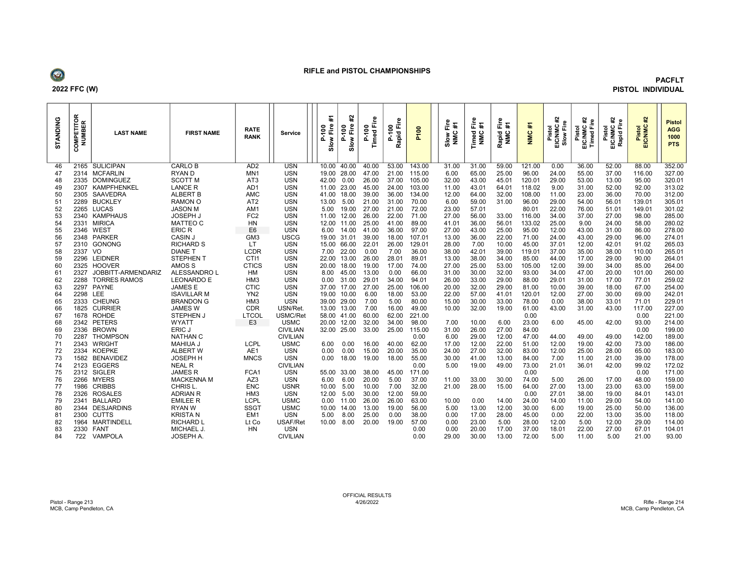# RIFLE and PISTOL CHAMPIONSHIPS

**2022 FFC (W)**

**PACFLT PISTOL INDIVIDUAL**

| STANDING | COMPETITOR NUMBER | LAST NAME | FIRST NAME | RATE RANK | Service | P-100 Slow Fire #1 | P-100 Slow Fire #2 | P-100 Timed Fire | P-100 Rapid Fire | P100 | Slow Fire NMC #1 | Timed Fire NMC #1 | Rapid Fire NMC #1 | NMC #1 | Pistol EIC/NMC #2 Slow Fire | Pistol EIC/NMC #2 Timed Fire | Pistol EIC/NMC #2 Rapid Fire | Pistol EIC/NMC #2 | Pistol AGG 1000 PTS |
|---|---|---|---|---|---|---|---|---|---|---|---|---|---|---|---|---|---|---|---|
| 46 | 2165 | SULICIPAN | CARLO B | AD2 | USN | 10.00 | 40.00 | 40.00 | 53.00 | 143.00 | 31.00 | 31.00 | 59.00 | 121.00 | 0.00 | 36.00 | 52.00 | 88.00 | 352.00 |
| 47 | 2314 | MCFARLIN | RYAN D | MN1 | USN | 19.00 | 28.00 | 47.00 | 21.00 | 115.00 | 6.00 | 65.00 | 25.00 | 96.00 | 24.00 | 55.00 | 37.00 | 116.00 | 327.00 |
| 48 | 2335 | DOMINGUEZ | SCOTT M | AT3 | USN | 42.00 | 0.00 | 26.00 | 37.00 | 105.00 | 32.00 | 43.00 | 45.01 | 120.01 | 29.00 | 53.00 | 13.00 | 95.00 | 320.01 |
| 49 | 2307 | KAMPFHENKEL | LANCE R | AD1 | USN | 11.00 | 23.00 | 45.00 | 24.00 | 103.00 | 11.00 | 43.01 | 64.01 | 118.02 | 9.00 | 31.00 | 52.00 | 92.00 | 313.02 |
| 50 | 2305 | SAAVEDRA | ALBERT B | AMC | USN | 41.00 | 18.00 | 39.00 | 36.00 | 134.00 | 12.00 | 64.00 | 32.00 | 108.00 | 11.00 | 23.00 | 36.00 | 70.00 | 312.00 |
| 51 | 2289 | BUCKLEY | RAMON O | AT2 | USN | 13.00 | 5.00 | 21.00 | 31.00 | 70.00 | 6.00 | 59.00 | 31.00 | 96.00 | 29.00 | 54.00 | 56.01 | 139.01 | 305.01 |
| 52 | 2265 | LUCAS | JASON M | AM1 | USN | 5.00 | 19.00 | 27.00 | 21.00 | 72.00 | 23.00 | 57.01 | | 80.01 | 22.00 | 76.00 | 51.01 | 149.01 | 301.02 |
| 53 | 2340 | KAMPHAUS | JOSEPH J | FC2 | USN | 11.00 | 12.00 | 26.00 | 22.00 | 71.00 | 27.00 | 56.00 | 33.00 | 116.00 | 34.00 | 37.00 | 27.00 | 98.00 | 285.00 |
| 54 | 2331 | MIRICA | MATTEO C | HN | USN | 12.00 | 11.00 | 25.00 | 41.00 | 89.00 | 41.01 | 36.00 | 56.01 | 133.02 | 25.00 | 9.00 | 24.00 | 58.00 | 280.02 |
| 55 | 2346 | WEST | ERIC R | E6 | USN | 6.00 | 14.00 | 41.00 | 36.00 | 97.00 | 27.00 | 43.00 | 25.00 | 95.00 | 12.00 | 43.00 | 31.00 | 86.00 | 278.00 |
| 56 | 2348 | PARKER | CASIN J | GM3 | USCG | 19.00 | 31.01 | 39.00 | 18.00 | 107.01 | 13.00 | 36.00 | 22.00 | 71.00 | 24.00 | 43.00 | 29.00 | 96.00 | 274.01 |
| 57 | 2310 | GONONG | RICHARD S | LT | USN | 15.00 | 66.00 | 22.01 | 26.00 | 129.01 | 28.00 | 7.00 | 10.00 | 45.00 | 37.01 | 12.00 | 42.01 | 91.02 | 265.03 |
| 58 | 2337 | VO | DIANE T | LCDR | USN | 7.00 | 22.00 | 0.00 | 7.00 | 36.00 | 38.00 | 42.01 | 39.00 | 119.01 | 37.00 | 35.00 | 38.00 | 110.00 | 265.01 |
| 59 | 2296 | LEIDNER | STEPHEN T | CTI1 | USN | 22.00 | 13.00 | 26.00 | 28.01 | 89.01 | 13.00 | 38.00 | 34.00 | 85.00 | 44.00 | 17.00 | 29.00 | 90.00 | 264.01 |
| 60 | 2325 | HOOVER | AMOS S | CTICS | USN | 20.00 | 18.00 | 19.00 | 17.00 | 74.00 | 27.00 | 25.00 | 53.00 | 105.00 | 12.00 | 39.00 | 34.00 | 85.00 | 264.00 |
| 61 | 2327 | JOBBITT-ARMENDARIZ | ALESSANDRO L | HM | USN | 8.00 | 45.00 | 13.00 | 0.00 | 66.00 | 31.00 | 30.00 | 32.00 | 93.00 | 34.00 | 47.00 | 20.00 | 101.00 | 260.00 |
| 62 | 2288 | TORRES RAMOS | LEONARDO E | HM3 | USN | 0.00 | 31.00 | 29.01 | 34.00 | 94.01 | 26.00 | 33.00 | 29.00 | 88.00 | 29.01 | 31.00 | 17.00 | 77.01 | 259.02 |
| 63 | 2297 | PAYNE | JAMES E | CTIC | USN | 37.00 | 17.00 | 27.00 | 25.00 | 106.00 | 20.00 | 32.00 | 29.00 | 81.00 | 10.00 | 39.00 | 18.00 | 67.00 | 254.00 |
| 64 | 2298 | LEE | ISAVILLAR M | YN2 | USN | 19.00 | 10.00 | 6.00 | 18.00 | 53.00 | 22.00 | 57.00 | 41.01 | 120.01 | 12.00 | 27.00 | 30.00 | 69.00 | 242.01 |
| 65 | 2333 | CHEUNG | BRANDON G | HM3 | USN | 39.00 | 29.00 | 7.00 | 5.00 | 80.00 | 15.00 | 30.00 | 33.00 | 78.00 | 0.00 | 38.00 | 33.01 | 71.01 | 229.01 |
| 66 | 1825 | CURRIER | JAMES W | CDR | USN/Ret. | 13.00 | 13.00 | 7.00 | 16.00 | 49.00 | 10.00 | 32.00 | 19.00 | 61.00 | 43.00 | 31.00 | 43.00 | 117.00 | 227.00 |
| 67 | 1678 | ROHDE | STEPHEN J | LTCOL | USMC/Ret | 58.00 | 41.00 | 60.00 | 62.00 | 221.00 | | | | 0.00 | | | | 0.00 | 221.00 |
| 68 | 2342 | PETERS | WYATT | E3 | USMC | 20.00 | 12.00 | 32.00 | 34.00 | 98.00 | 7.00 | 10.00 | 6.00 | 23.00 | 6.00 | 45.00 | 42.00 | 93.00 | 214.00 |
| 69 | 2336 | BROWN | ERIC J | | CIVILIAN | 32.00 | 25.00 | 33.00 | 25.00 | 115.00 | 31.00 | 26.00 | 27.00 | 84.00 | | | | 0.00 | 199.00 |
| 70 | 2287 | THOMPSON | NATHAN C | | CIVILIAN | | | | | 0.00 | 6.00 | 29.00 | 12.00 | 47.00 | 44.00 | 49.00 | 49.00 | 142.00 | 189.00 |
| 71 | 2343 | WRIGHT | MAHIUA J | LCPL | USMC | 6.00 | 0.00 | 16.00 | 40.00 | 62.00 | 17.00 | 12.00 | 22.00 | 51.00 | 12.00 | 19.00 | 42.00 | 73.00 | 186.00 |
| 72 | 2334 | KOEPKE | ALBERT W | AE1 | USN | 0.00 | 0.00 | 15.00 | 20.00 | 35.00 | 24.00 | 27.00 | 32.00 | 83.00 | 12.00 | 25.00 | 28.00 | 65.00 | 183.00 |
| 73 | 1582 | BENAVIDEZ | JOSEPH H | MNCS | USN | 0.00 | 18.00 | 19.00 | 18.00 | 55.00 | 30.00 | 41.00 | 13.00 | 84.00 | 7.00 | 11.00 | 21.00 | 39.00 | 178.00 |
| 74 | 2123 | EGGERS | NEAL R | | CIVILIAN | | | | | 0.00 | 5.00 | 19.00 | 49.00 | 73.00 | 21.01 | 36.01 | 42.00 | 99.02 | 172.02 |
| 75 | 2312 | SIGLER | JAMES R | FCA1 | USN | 55.00 | 33.00 | 38.00 | 45.00 | 171.00 | | | | 0.00 | | | | 0.00 | 171.00 |
| 76 | 2266 | MYERS | MACKENNA M | AZ3 | USN | 6.00 | 6.00 | 20.00 | 5.00 | 37.00 | 11.00 | 33.00 | 30.00 | 74.00 | 5.00 | 26.00 | 17.00 | 48.00 | 159.00 |
| 77 | 1986 | CRIBBS | CHRIS L. | ENC | USNR | 10.00 | 5.00 | 10.00 | 7.00 | 32.00 | 21.00 | 28.00 | 15.00 | 64.00 | 27.00 | 13.00 | 23.00 | 63.00 | 159.00 |
| 78 | 2326 | ROSALES | ADRIAN R | HM3 | USN | 12.00 | 5.00 | 30.00 | 12.00 | 59.00 | | | | 0.00 | 27.01 | 38.00 | 19.00 | 84.01 | 143.01 |
| 79 | 2341 | BALLARD | EMILEE R | LCPL | USMC | 0.00 | 11.00 | 26.00 | 26.00 | 63.00 | 10.00 | 0.00 | 14.00 | 24.00 | 14.00 | 11.00 | 29.00 | 54.00 | 141.00 |
| 80 | 2344 | DESJARDINS | RYAN W | SSGT | USMC | 10.00 | 14.00 | 13.00 | 19.00 | 56.00 | 5.00 | 13.00 | 12.00 | 30.00 | 6.00 | 19.00 | 25.00 | 50.00 | 136.00 |
| 81 | 2300 | CUTTS | KRISTA N | EM1 | USN | 5.00 | 8.00 | 25.00 | 0.00 | 38.00 | 0.00 | 17.00 | 28.00 | 45.00 | 0.00 | 22.00 | 13.00 | 35.00 | 118.00 |
| 82 | 1964 | MARTINDELL | RICHARD L | Lt Co | USAF/Ret | 10.00 | 8.00 | 20.00 | 19.00 | 57.00 | 0.00 | 23.00 | 5.00 | 28.00 | 12.00 | 5.00 | 12.00 | 29.00 | 114.00 |
| 83 | 2330 | FANT | MICHAEL J. | HN | USN | | | | | 0.00 | 0.00 | 20.00 | 17.00 | 37.00 | 18.01 | 22.00 | 27.00 | 67.01 | 104.01 |
| 84 | 722 | VAMPOLA | JOSEPH A. | | CIVILIAN | | | | | 0.00 | 29.00 | 30.00 | 13.00 | 72.00 | 5.00 | 11.00 | 5.00 | 21.00 | 93.00 |

OFFICIAL RESULTS
4/26/2022

Pistol - Range 213
MCB, Camp Pendleton, CA

Rifle - Range 214
MCB, Camp Pendleton, CA